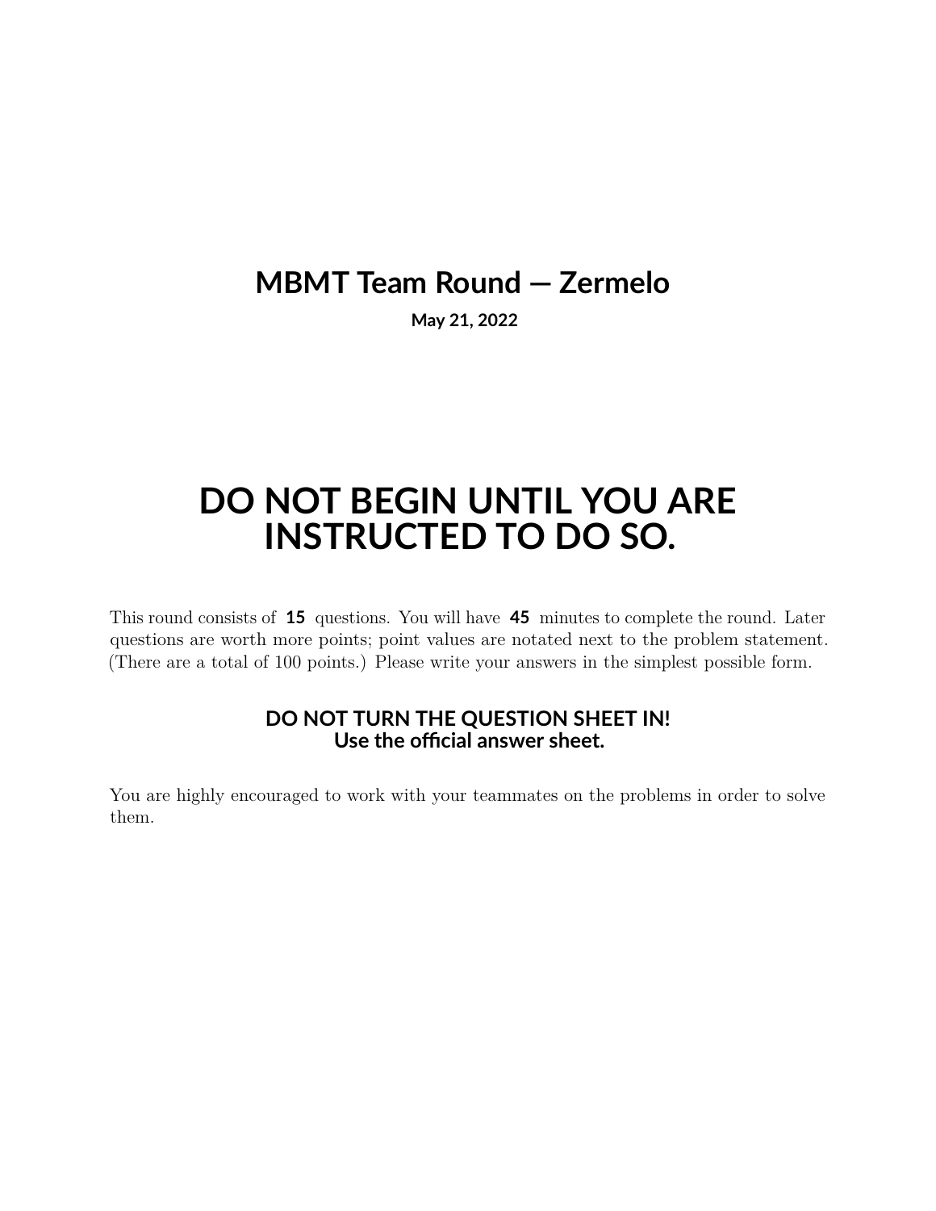# MBMT Team Round — Zermelo

**May 21, 2022**

# DO NOT BEGIN UNTIL YOU ARE INSTRUCTED TO DO SO.

This round consists of **15** questions. You will have **45** minutes to complete the round. Later questions are worth more points; point values are notated next to the problem statement. (There are a total of 100 points.) Please write your answers in the simplest possible form.

**DO NOT TURN THE QUESTION SHEET IN!**
**Use the official answer sheet.**

You are highly encouraged to work with your teammates on the problems in order to solve them.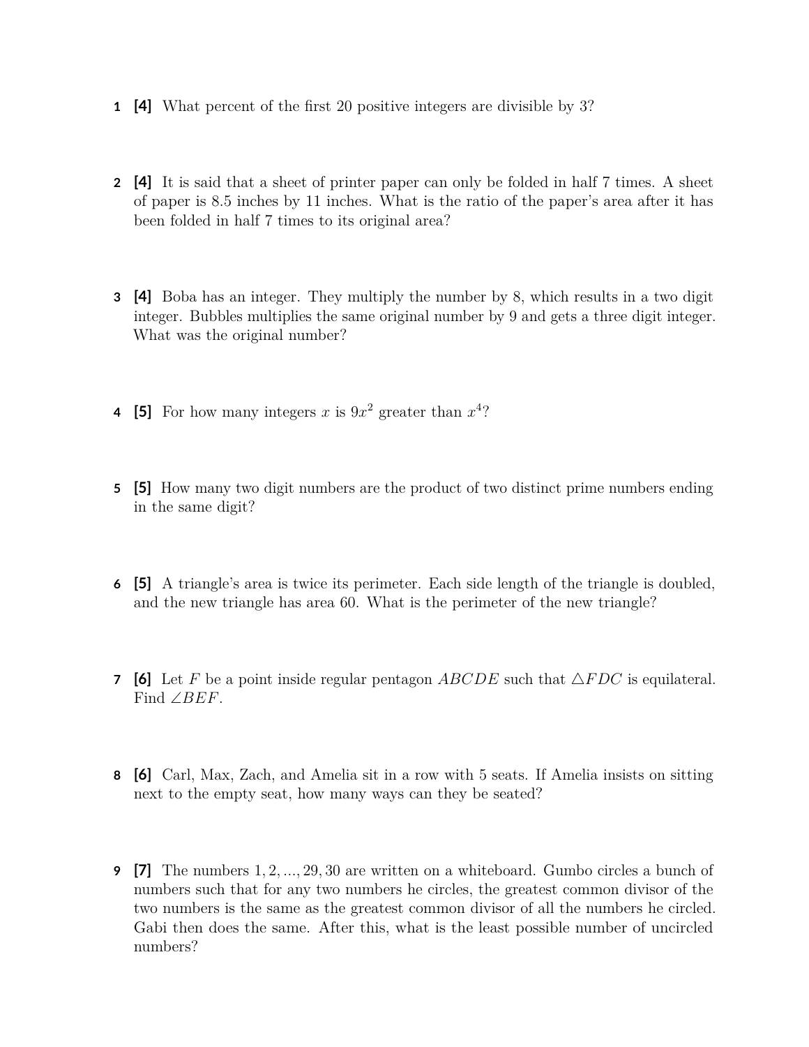**1** **[4]** What percent of the first 20 positive integers are divisible by 3?

**2** **[4]** It is said that a sheet of printer paper can only be folded in half 7 times. A sheet of paper is 8.5 inches by 11 inches. What is the ratio of the paper's area after it has been folded in half 7 times to its original area?

**3** **[4]** Boba has an integer. They multiply the number by 8, which results in a two digit integer. Bubbles multiplies the same original number by 9 and gets a three digit integer. What was the original number?

**4** **[5]** For how many integers $x$ is $9x^2$ greater than $x^4$?

**5** **[5]** How many two digit numbers are the product of two distinct prime numbers ending in the same digit?

**6** **[5]** A triangle's area is twice its perimeter. Each side length of the triangle is doubled, and the new triangle has area 60. What is the perimeter of the new triangle?

**7** **[6]** Let $F$ be a point inside regular pentagon $ABCDE$ such that $\triangle FDC$ is equilateral. Find $\angle BEF$.

**8** **[6]** Carl, Max, Zach, and Amelia sit in a row with 5 seats. If Amelia insists on sitting next to the empty seat, how many ways can they be seated?

**9** **[7]** The numbers $1, 2, ..., 29, 30$ are written on a whiteboard. Gumbo circles a bunch of numbers such that for any two numbers he circles, the greatest common divisor of the two numbers is the same as the greatest common divisor of all the numbers he circled. Gabi then does the same. After this, what is the least possible number of uncircled numbers?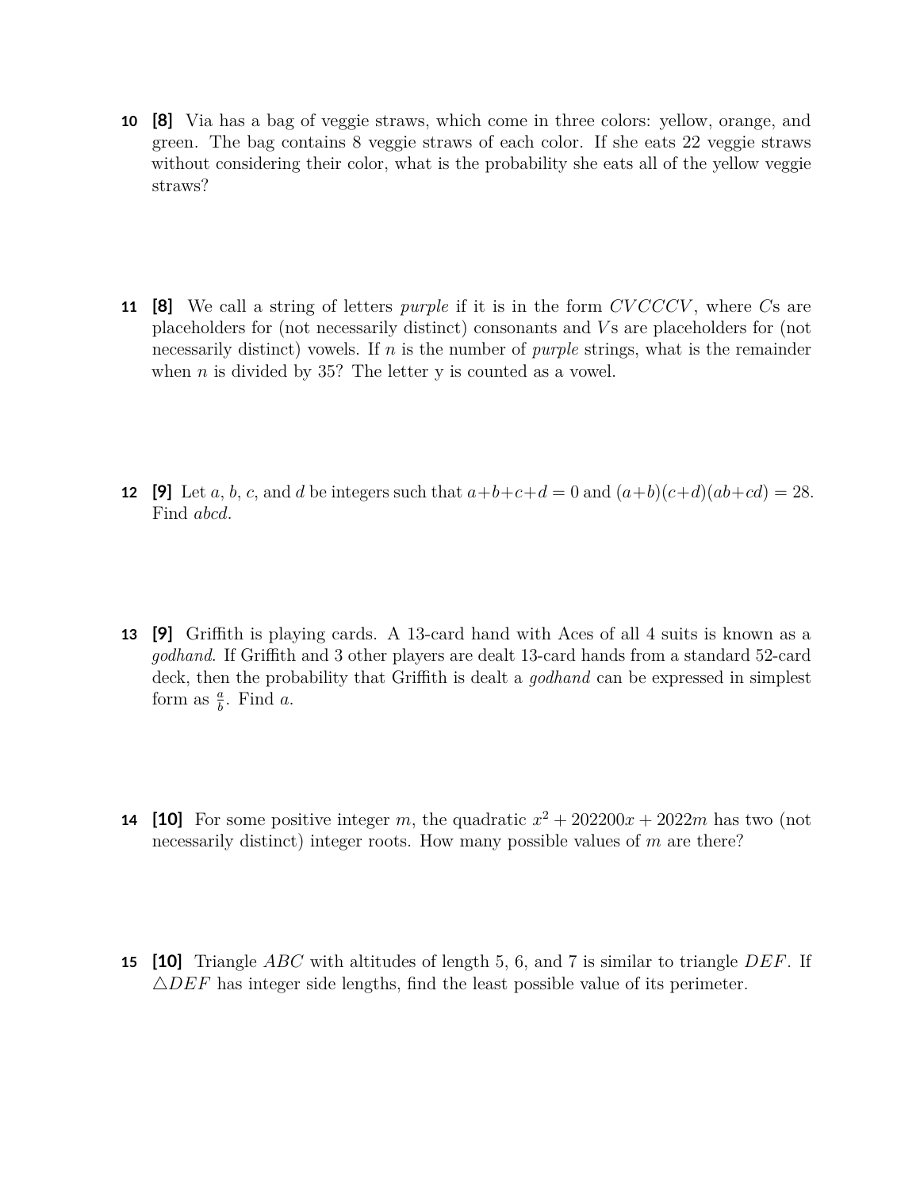**10** **[8]** Via has a bag of veggie straws, which come in three colors: yellow, orange, and green. The bag contains 8 veggie straws of each color. If she eats 22 veggie straws without considering their color, what is the probability she eats all of the yellow veggie straws?

**11** **[8]** We call a string of letters *purple* if it is in the form $CVCCCV$, where $C$s are placeholders for (not necessarily distinct) consonants and $V$s are placeholders for (not necessarily distinct) vowels. If $n$ is the number of *purple* strings, what is the remainder when $n$ is divided by 35? The letter y is counted as a vowel.

**12** **[9]** Let $a$, $b$, $c$, and $d$ be integers such that $a+b+c+d=0$ and $(a+b)(c+d)(ab+cd)=28$. Find $abcd$.

**13** **[9]** Griffith is playing cards. A 13-card hand with Aces of all 4 suits is known as a *godhand*. If Griffith and 3 other players are dealt 13-card hands from a standard 52-card deck, then the probability that Griffith is dealt a *godhand* can be expressed in simplest form as $\frac{a}{b}$. Find $a$.

**14** **[10]** For some positive integer $m$, the quadratic $x^2+202200x+2022m$ has two (not necessarily distinct) integer roots. How many possible values of $m$ are there?

**15** **[10]** Triangle $ABC$ with altitudes of length 5, 6, and 7 is similar to triangle $DEF$. If $\triangle DEF$ has integer side lengths, find the least possible value of its perimeter.